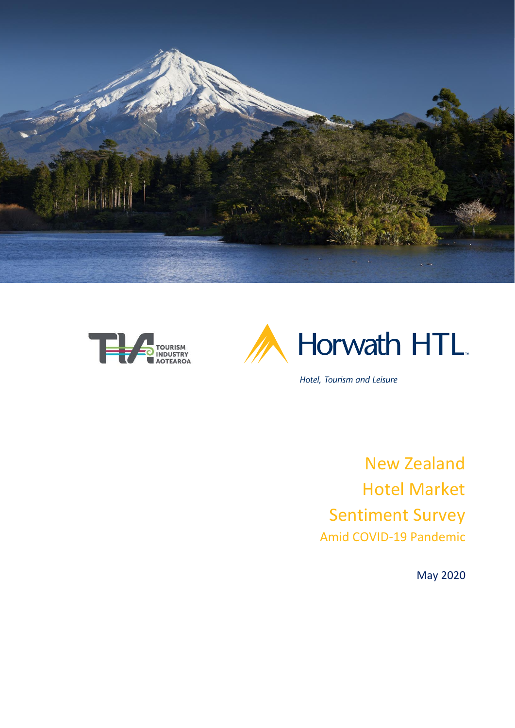TOURISM INDUSTRY AOTEAROA

Horwath HTL

*Hotel, Tourism and Leisure*

# New Zealand Hotel Market Sentiment Survey

## Amid COVID-19 Pandemic

May 2020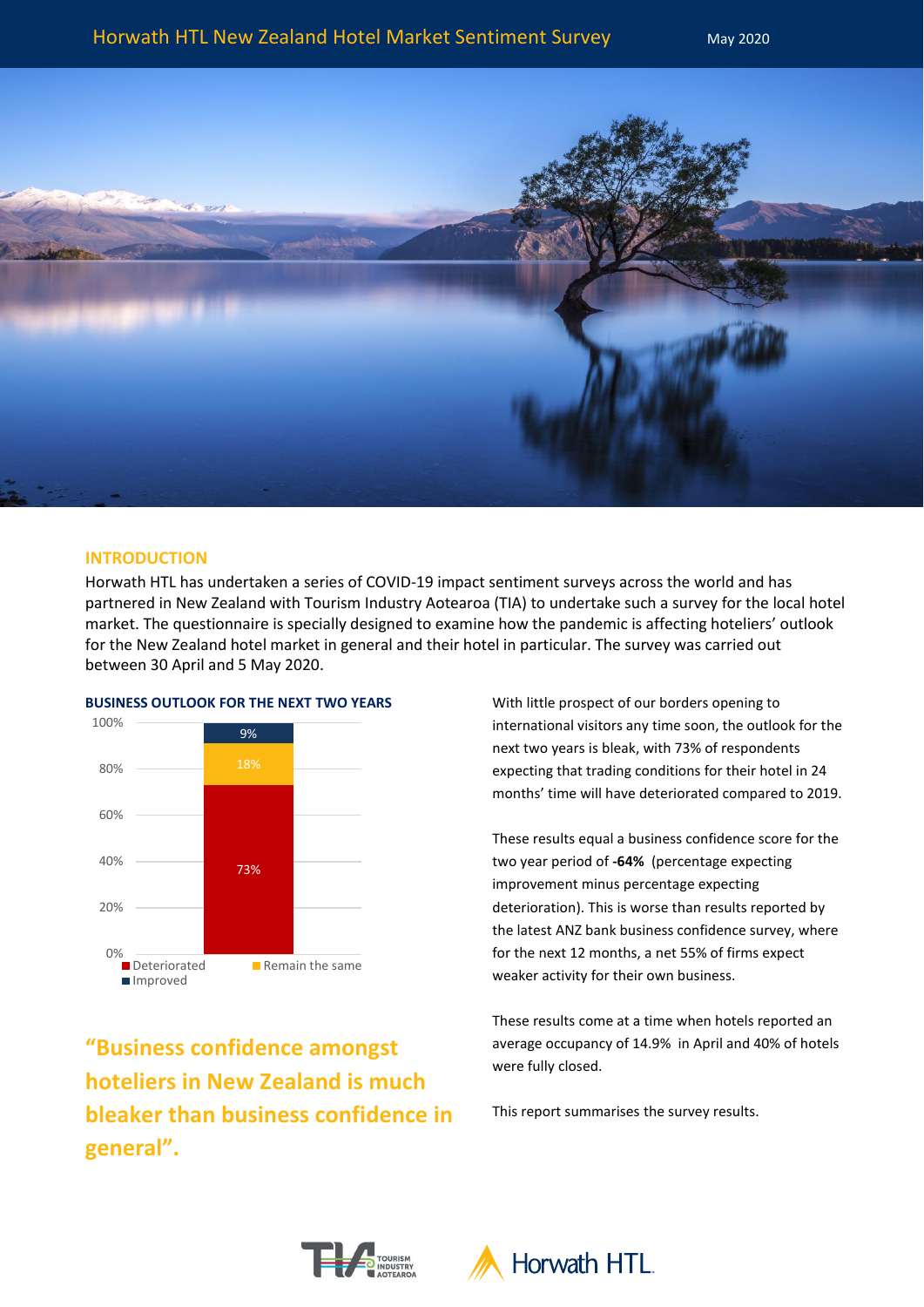# Horwath HTL New Zealand Hotel Market Sentiment Survey

May 2020

## INTRODUCTION

Horwath HTL has undertaken a series of COVID-19 impact sentiment surveys across the world and has partnered in New Zealand with Tourism Industry Aotearoa (TIA) to undertake such a survey for the local hotel market. The questionnaire is specially designed to examine how the pandemic is affecting hoteliers' outlook for the New Zealand hotel market in general and their hotel in particular. The survey was carried out between 30 April and 5 May 2020.

### BUSINESS OUTLOOK FOR THE NEXT TWO YEARS

| Outlook | Share |
| --- | --- |
| Deteriorated | 73% |
| Remain the same | 18% |
| Improved | 9% |

With little prospect of our borders opening to international visitors any time soon, the outlook for the next two years is bleak, with 73% of respondents expecting that trading conditions for their hotel in 24 months' time will have deteriorated compared to 2019.

These results equal a business confidence score for the two year period of **-64%** (percentage expecting improvement minus percentage expecting deterioration). This is worse than results reported by the latest ANZ bank business confidence survey, where for the next 12 months, a net 55% of firms expect weaker activity for their own business.

These results come at a time when hotels reported an average occupancy of 14.9% in April and 40% of hotels were fully closed.

This report summarises the survey results.

**"Business confidence amongst hoteliers in New Zealand is much bleaker than business confidence in general".**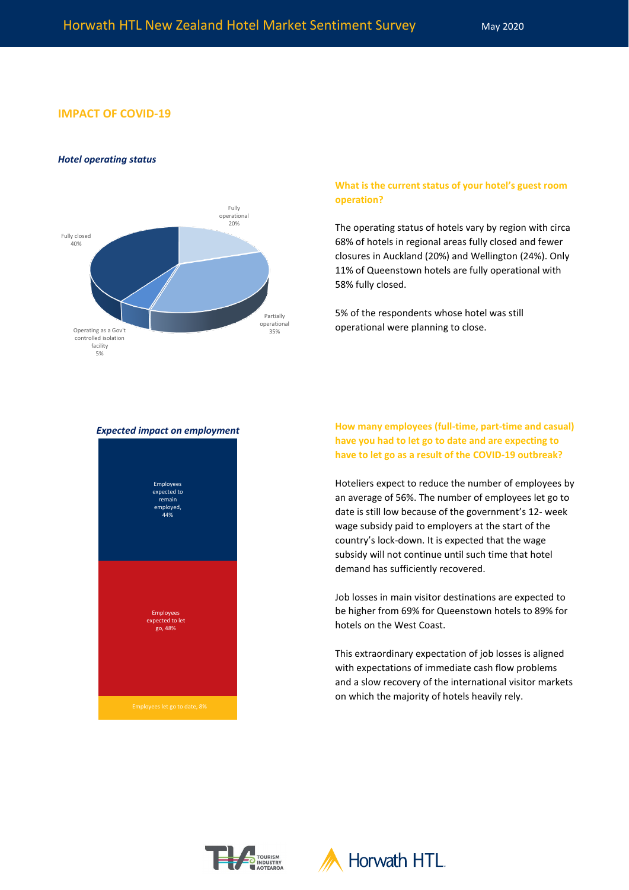## IMPACT OF COVID-19

***Hotel operating status***

Fully operational 20%

Partially operational 35%

Operating as a Gov't controlled isolation facility 5%

Fully closed 40%

**What is the current status of your hotel's guest room operation?**

The operating status of hotels vary by region with circa 68% of hotels in regional areas fully closed and fewer closures in Auckland (20%) and Wellington (24%). Only 11% of Queenstown hotels are fully operational with 58% fully closed.

5% of the respondents whose hotel was still operational were planning to close.

***Expected impact on employment***

Employees expected to remain employed, 44%

Employees expected to let go, 48%

Employees let go to date, 8%

**How many employees (full-time, part-time and casual) have you had to let go to date and are expecting to have to let go as a result of the COVID-19 outbreak?**

Hoteliers expect to reduce the number of employees by an average of 56%. The number of employees let go to date is still low because of the government's 12- week wage subsidy paid to employers at the start of the country's lock-down. It is expected that the wage subsidy will not continue until such time that hotel demand has sufficiently recovered.

Job losses in main visitor destinations are expected to be higher from 69% for Queenstown hotels to 89% for hotels on the West Coast.

This extraordinary expectation of job losses is aligned with expectations of immediate cash flow problems and a slow recovery of the international visitor markets on which the majority of hotels heavily rely.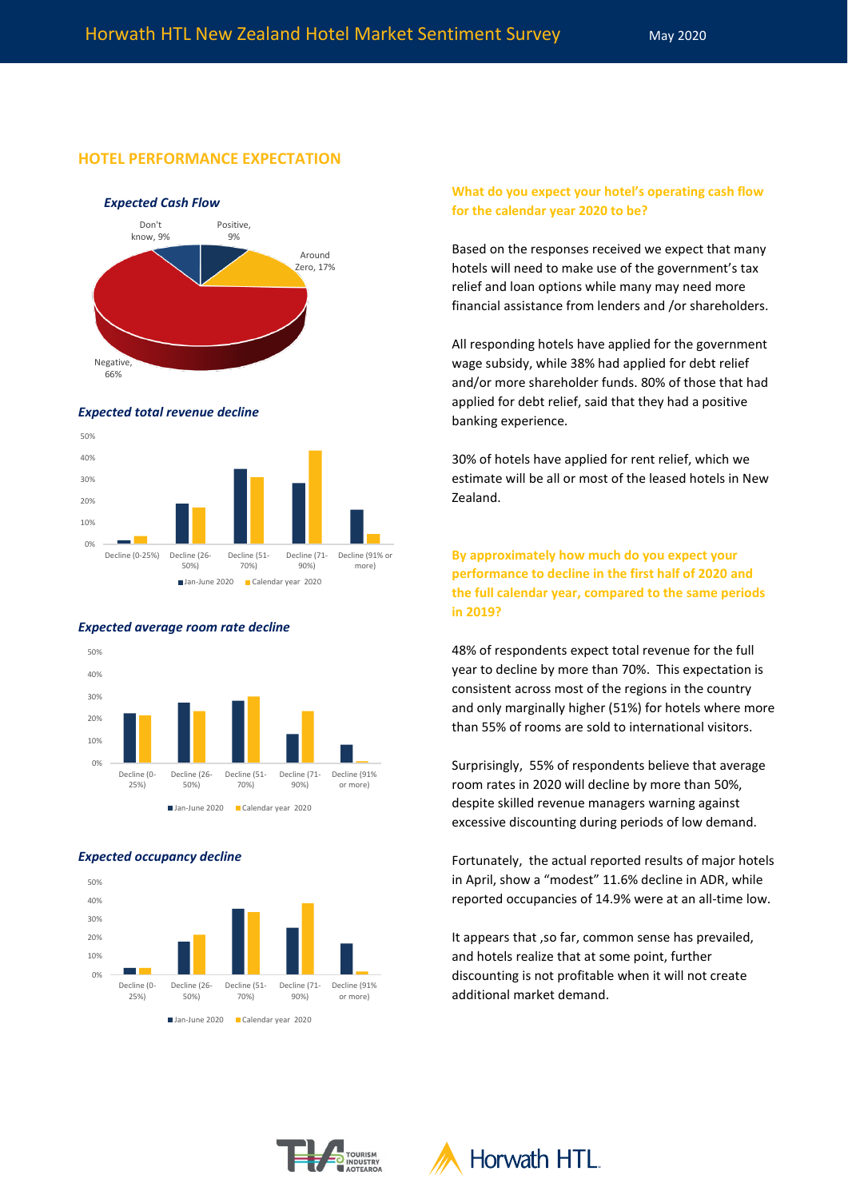## HOTEL PERFORMANCE EXPECTATION

***Expected Cash Flow***

Don't know, 9%
Positive, 9%
Around Zero, 17%
Negative, 66%

***Expected total revenue decline***

***Expected average room rate decline***

***Expected occupancy decline***

**What do you expect your hotel's operating cash flow for the calendar year 2020 to be?**

Based on the responses received we expect that many hotels will need to make use of the government's tax relief and loan options while many may need more financial assistance from lenders and /or shareholders.

All responding hotels have applied for the government wage subsidy, while 38% had applied for debt relief and/or more shareholder funds. 80% of those that had applied for debt relief, said that they had a positive banking experience.

30% of hotels have applied for rent relief, which we estimate will be all or most of the leased hotels in New Zealand.

**By approximately how much do you expect your performance to decline in the first half of 2020 and the full calendar year, compared to the same periods in 2019?**

48% of respondents expect total revenue for the full year to decline by more than 70%. This expectation is consistent across most of the regions in the country and only marginally higher (51%) for hotels where more than 55% of rooms are sold to international visitors.

Surprisingly, 55% of respondents believe that average room rates in 2020 will decline by more than 50%, despite skilled revenue managers warning against excessive discounting during periods of low demand.

Fortunately, the actual reported results of major hotels in April, show a "modest" 11.6% decline in ADR, while reported occupancies of 14.9% were at an all-time low.

It appears that ,so far, common sense has prevailed, and hotels realize that at some point, further discounting is not profitable when it will not create additional market demand.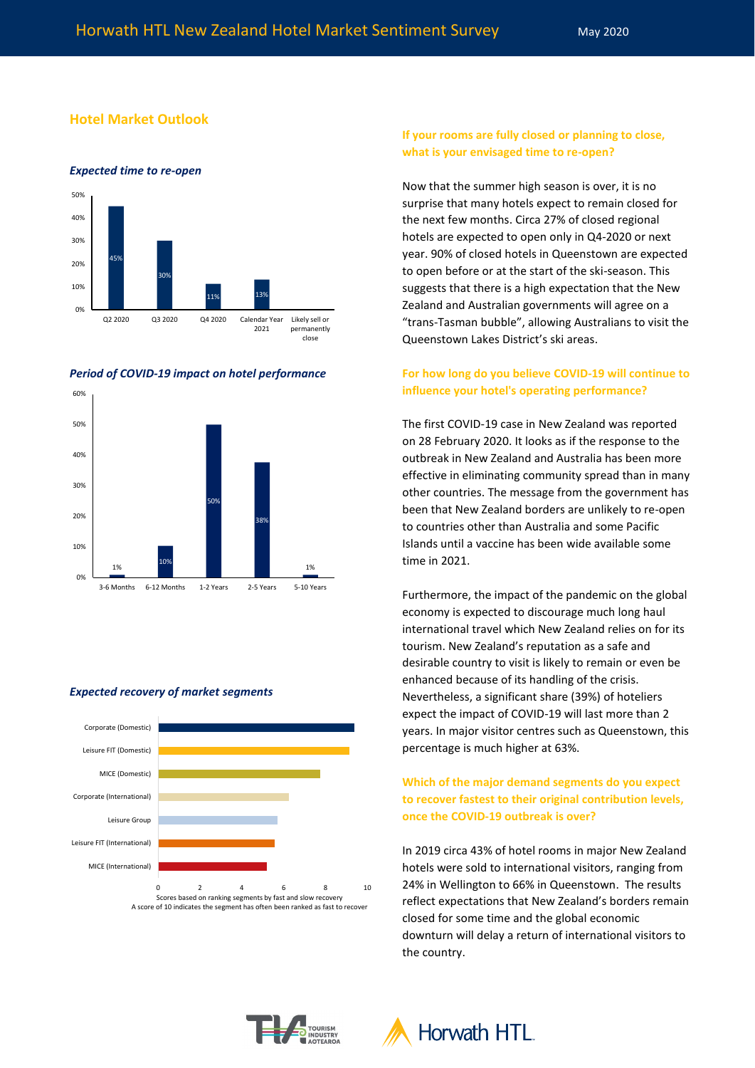## Hotel Market Outlook

*Expected time to re-open*

| Q2 2020 | Q3 2020 | Q4 2020 | Calendar Year 2021 | Likely sell or permanently close |
|---|---|---|---|---|
| 45% | 30% | 11% | 13% | |

*Period of COVID-19 impact on hotel performance*

| 3-6 Months | 6-12 Months | 1-2 Years | 2-5 Years | 5-10 Years |
|---|---|---|---|---|
| 1% | 10% | 50% | 38% | 1% |

*Expected recovery of market segments*

- Corporate (Domestic)
- Leisure FIT (Domestic)
- MICE (Domestic)
- Corporate (International)
- Leisure Group
- Leisure FIT (International)
- MICE (International)

Scores based on ranking segments by fast and slow recovery
A score of 10 indicates the segment has often been ranked as fast to recover

### If your rooms are fully closed or planning to close, what is your envisaged time to re-open?

Now that the summer high season is over, it is no surprise that many hotels expect to remain closed for the next few months. Circa 27% of closed regional hotels are expected to open only in Q4-2020 or next year. 90% of closed hotels in Queenstown are expected to open before or at the start of the ski-season. This suggests that there is a high expectation that the New Zealand and Australian governments will agree on a "trans-Tasman bubble", allowing Australians to visit the Queenstown Lakes District's ski areas.

### For how long do you believe COVID-19 will continue to influence your hotel's operating performance?

The first COVID-19 case in New Zealand was reported on 28 February 2020. It looks as if the response to the outbreak in New Zealand and Australia has been more effective in eliminating community spread than in many other countries. The message from the government has been that New Zealand borders are unlikely to re-open to countries other than Australia and some Pacific Islands until a vaccine has been wide available some time in 2021.

Furthermore, the impact of the pandemic on the global economy is expected to discourage much long haul international travel which New Zealand relies on for its tourism. New Zealand's reputation as a safe and desirable country to visit is likely to remain or even be enhanced because of its handling of the crisis. Nevertheless, a significant share (39%) of hoteliers expect the impact of COVID-19 will last more than 2 years. In major visitor centres such as Queenstown, this percentage is much higher at 63%.

### Which of the major demand segments do you expect to recover fastest to their original contribution levels, once the COVID-19 outbreak is over?

In 2019 circa 43% of hotel rooms in major New Zealand hotels were sold to international visitors, ranging from 24% in Wellington to 66% in Queenstown. The results reflect expectations that New Zealand's borders remain closed for some time and the global economic downturn will delay a return of international visitors to the country.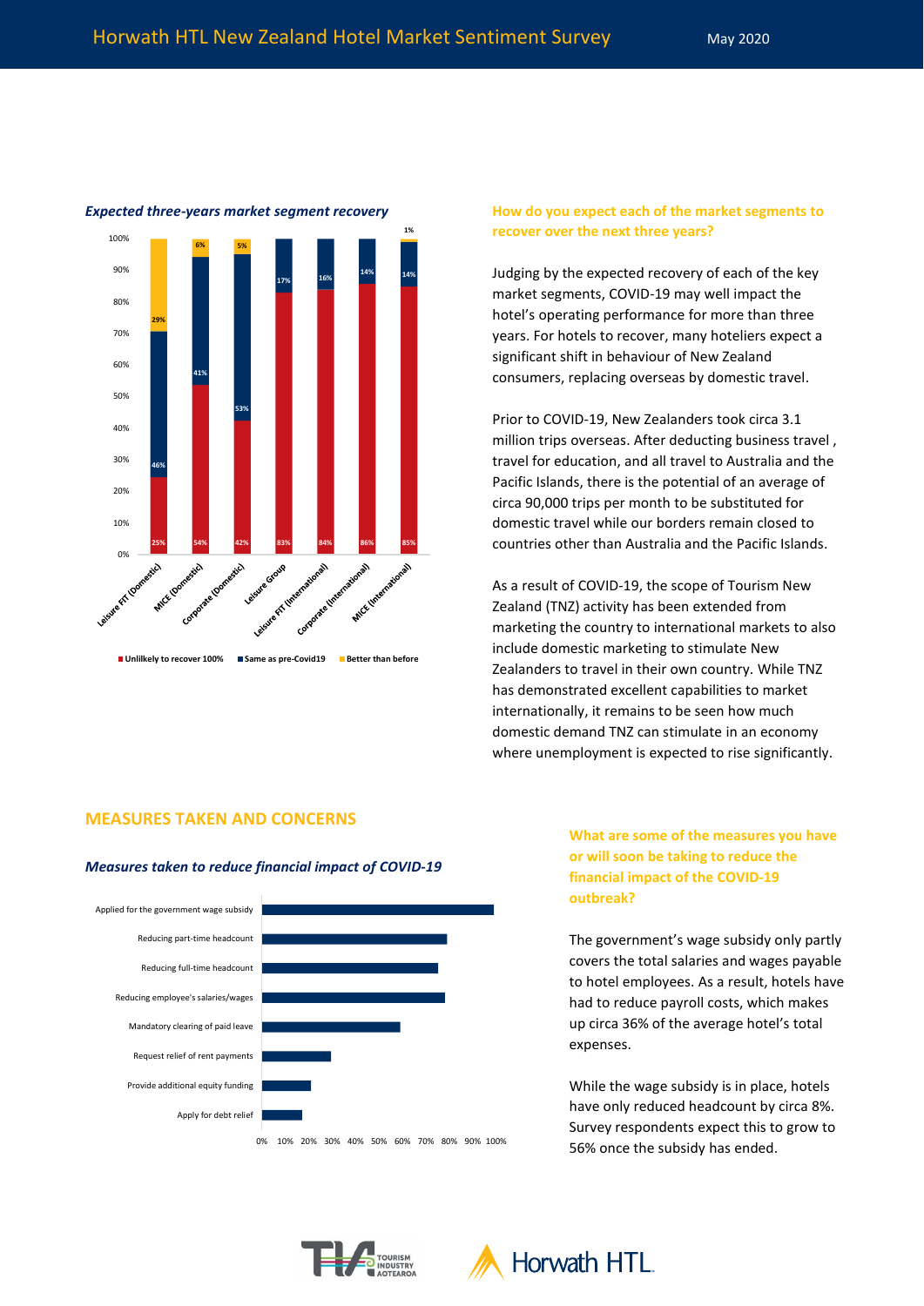*Expected three-years market segment recovery*

| Segment | Unlilkely to recover 100% | Same as pre-Covid19 | Better than before |
|---|---|---|---|
| Leisure FIT (Domestic) | 25% | 46% | 29% |
| MICE (Domestic) | 54% | 41% | 6% |
| Corporate (Domestic) | 42% | 53% | 5% |
| Leisure Group | 83% | 17% | |
| Leisure FIT (International) | 84% | 16% | |
| Corporate (International) | 86% | 14% | |
| MICE (International) | 85% | 14% | 1% |

### How do you expect each of the market segments to recover over the next three years?

Judging by the expected recovery of each of the key market segments, COVID-19 may well impact the hotel's operating performance for more than three years. For hotels to recover, many hoteliers expect a significant shift in behaviour of New Zealand consumers, replacing overseas by domestic travel.

Prior to COVID-19, New Zealanders took circa 3.1 million trips overseas. After deducting business travel , travel for education, and all travel to Australia and the Pacific Islands, there is the potential of an average of circa 90,000 trips per month to be substituted for domestic travel while our borders remain closed to countries other than Australia and the Pacific Islands.

As a result of COVID-19, the scope of Tourism New Zealand (TNZ) activity has been extended from marketing the country to international markets to also include domestic marketing to stimulate New Zealanders to travel in their own country. While TNZ has demonstrated excellent capabilities to market internationally, it remains to be seen how much domestic demand TNZ can stimulate in an economy where unemployment is expected to rise significantly.

## MEASURES TAKEN AND CONCERNS

*Measures taken to reduce financial impact of COVID-19*

| Measure | Approx. share of respondents |
|---|---|
| Applied for the government wage subsidy | ~100% |
| Reducing part-time headcount | ~80% |
| Reducing full-time headcount | ~76% |
| Reducing employee's salaries/wages | ~79% |
| Mandatory clearing of paid leave | ~60% |
| Request relief of rent payments | ~30% |
| Provide additional equity funding | ~21% |
| Apply for debt relief | ~17% |

### What are some of the measures you have or will soon be taking to reduce the financial impact of the COVID-19 outbreak?

The government's wage subsidy only partly covers the total salaries and wages payable to hotel employees. As a result, hotels have had to reduce payroll costs, which makes up circa 36% of the average hotel's total expenses.

While the wage subsidy is in place, hotels have only reduced headcount by circa 8%. Survey respondents expect this to grow to 56% once the subsidy has ended.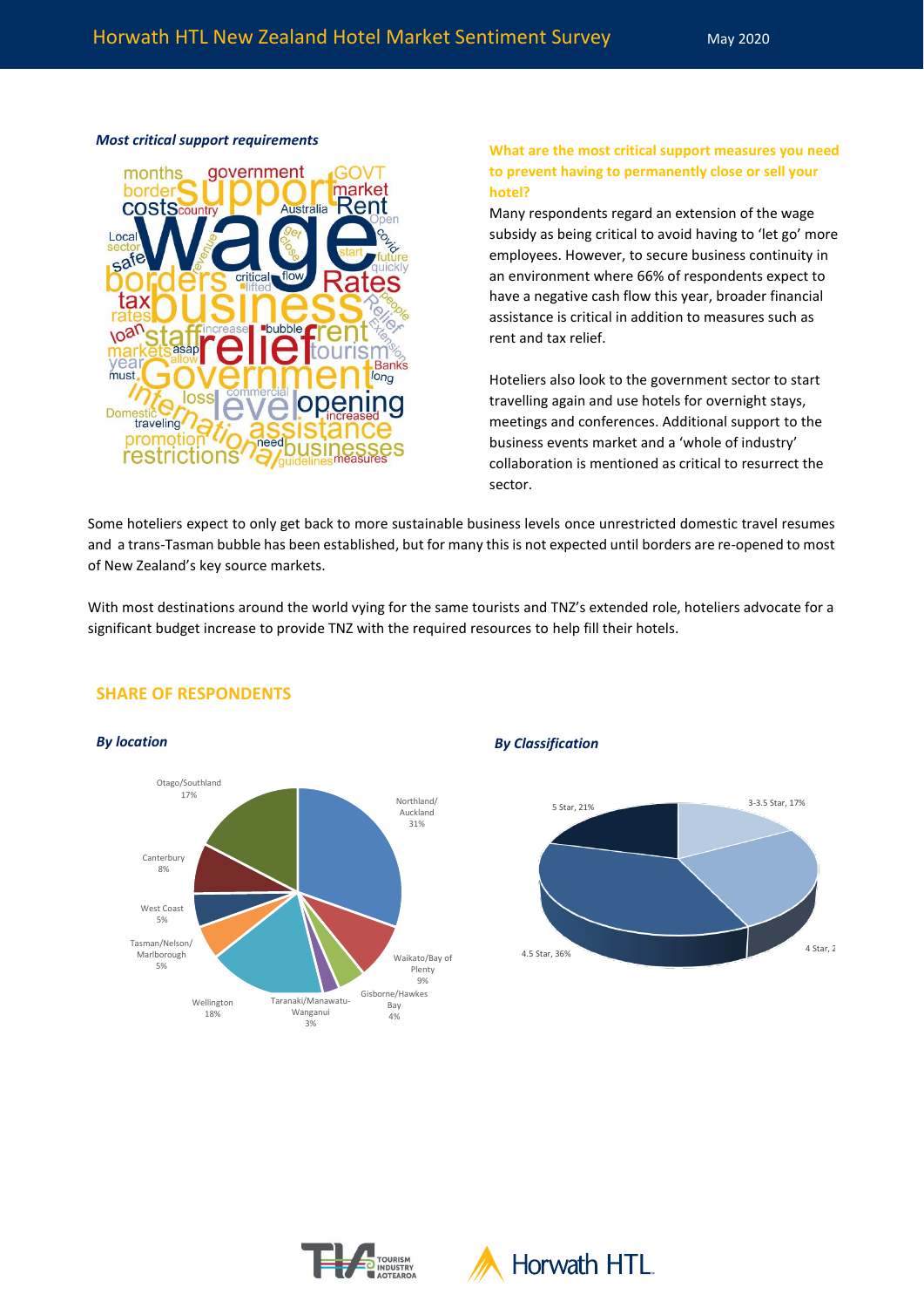***Most critical support requirements***

**What are the most critical support measures you need to prevent having to permanently close or sell your hotel?**

Many respondents regard an extension of the wage subsidy as being critical to avoid having to 'let go' more employees. However, to secure business continuity in an environment where 66% of respondents expect to have a negative cash flow this year, broader financial assistance is critical in addition to measures such as rent and tax relief.

Hoteliers also look to the government sector to start travelling again and use hotels for overnight stays, meetings and conferences. Additional support to the business events market and a 'whole of industry' collaboration is mentioned as critical to resurrect the sector.

Some hoteliers expect to only get back to more sustainable business levels once unrestricted domestic travel resumes and a trans-Tasman bubble has been established, but for many this is not expected until borders are re-opened to most of New Zealand's key source markets.

With most destinations around the world vying for the same tourists and TNZ's extended role, hoteliers advocate for a significant budget increase to provide TNZ with the required resources to help fill their hotels.

## SHARE OF RESPONDENTS

***By location***

| Location | Share |
|---|---|
| Northland/Auckland | 31% |
| Waikato/Bay of Plenty | 9% |
| Gisborne/Hawkes Bay | 4% |
| Taranaki/Manawatu-Wanganui | 3% |
| Wellington | 18% |
| Tasman/Nelson/Marlborough | 5% |
| West Coast | 5% |
| Canterbury | 8% |
| Otago/Southland | 17% |

***By Classification***

| Classification | Share |
|---|---|
| 3-3.5 Star | 17% |
| 4 Star | 2 |
| 4.5 Star | 36% |
| 5 Star | 21% |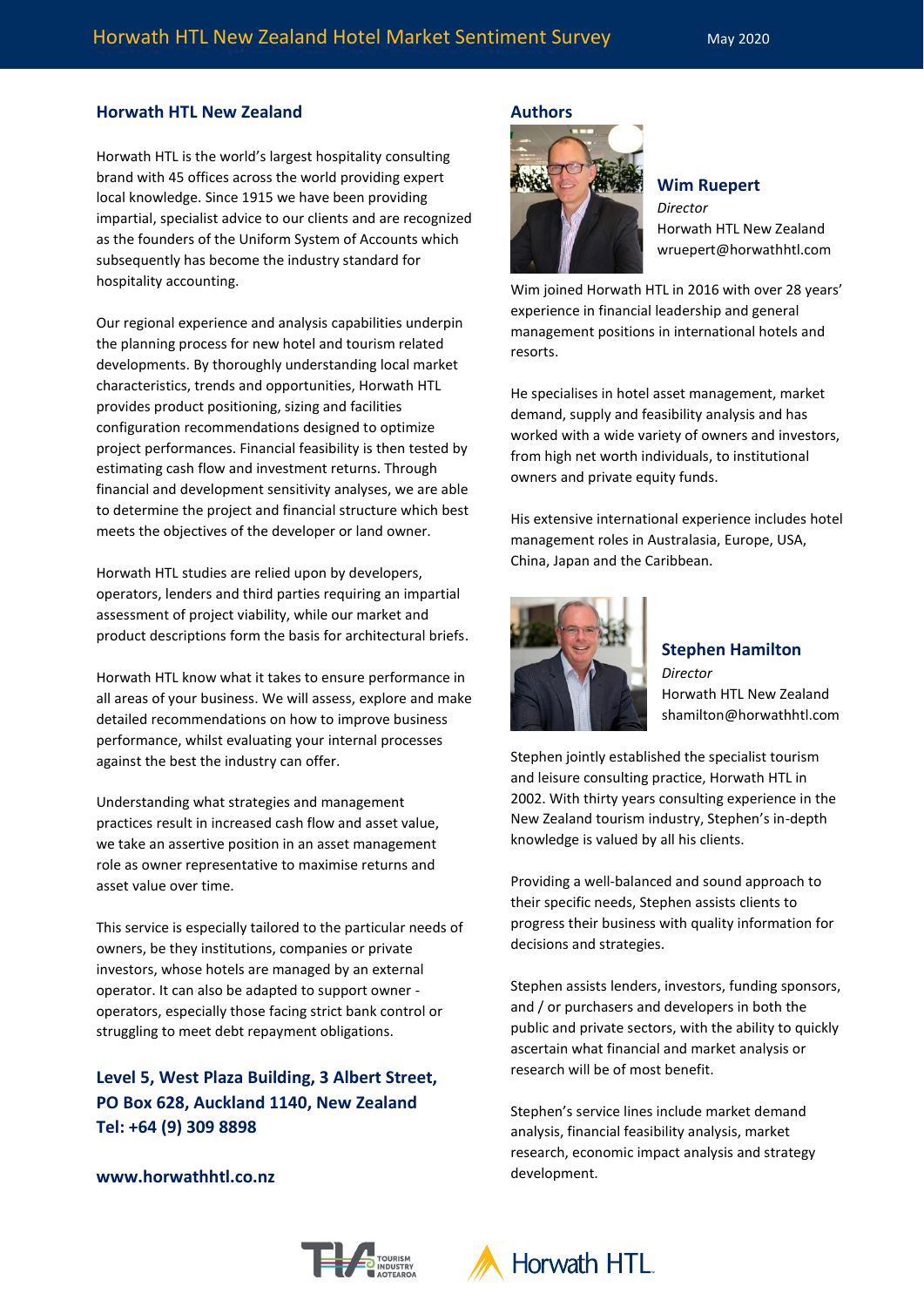## Horwath HTL New Zealand

Horwath HTL is the world's largest hospitality consulting brand with 45 offices across the world providing expert local knowledge. Since 1915 we have been providing impartial, specialist advice to our clients and are recognized as the founders of the Uniform System of Accounts which subsequently has become the industry standard for hospitality accounting.

Our regional experience and analysis capabilities underpin the planning process for new hotel and tourism related developments. By thoroughly understanding local market characteristics, trends and opportunities, Horwath HTL provides product positioning, sizing and facilities configuration recommendations designed to optimize project performances. Financial feasibility is then tested by estimating cash flow and investment returns. Through financial and development sensitivity analyses, we are able to determine the project and financial structure which best meets the objectives of the developer or land owner.

Horwath HTL studies are relied upon by developers, operators, lenders and third parties requiring an impartial assessment of project viability, while our market and product descriptions form the basis for architectural briefs.

Horwath HTL know what it takes to ensure performance in all areas of your business. We will assess, explore and make detailed recommendations on how to improve business performance, whilst evaluating your internal processes against the best the industry can offer.

Understanding what strategies and management practices result in increased cash flow and asset value, we take an assertive position in an asset management role as owner representative to maximise returns and asset value over time.

This service is especially tailored to the particular needs of owners, be they institutions, companies or private investors, whose hotels are managed by an external operator. It can also be adapted to support owner - operators, especially those facing strict bank control or struggling to meet debt repayment obligations.

**Level 5, West Plaza Building, 3 Albert Street,**
**PO Box 628, Auckland 1140, New Zealand**
**Tel: +64 (9) 309 8898**

**www.horwathhtl.co.nz**

## Authors

### Wim Ruepert

*Director*
Horwath HTL New Zealand
wruepert@horwathhtl.com

Wim joined Horwath HTL in 2016 with over 28 years' experience in financial leadership and general management positions in international hotels and resorts.

He specialises in hotel asset management, market demand, supply and feasibility analysis and has worked with a wide variety of owners and investors, from high net worth individuals, to institutional owners and private equity funds.

His extensive international experience includes hotel management roles in Australasia, Europe, USA, China, Japan and the Caribbean.

### Stephen Hamilton

*Director*
Horwath HTL New Zealand
shamilton@horwathhtl.com

Stephen jointly established the specialist tourism and leisure consulting practice, Horwath HTL in 2002. With thirty years consulting experience in the New Zealand tourism industry, Stephen's in-depth knowledge is valued by all his clients.

Providing a well-balanced and sound approach to their specific needs, Stephen assists clients to progress their business with quality information for decisions and strategies.

Stephen assists lenders, investors, funding sponsors, and / or purchasers and developers in both the public and private sectors, with the ability to quickly ascertain what financial and market analysis or research will be of most benefit.

Stephen's service lines include market demand analysis, financial feasibility analysis, market research, economic impact analysis and strategy development.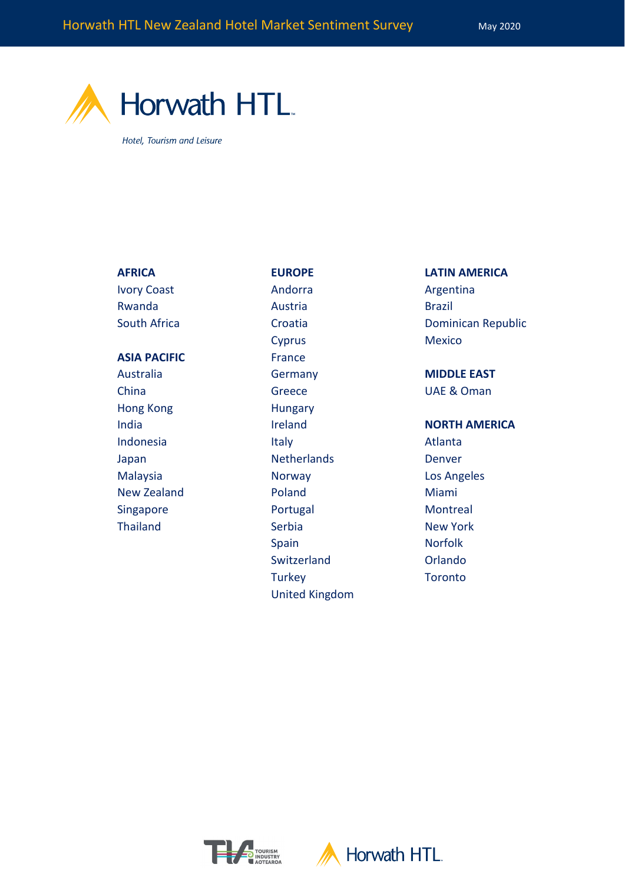Horwath HTL

*Hotel, Tourism and Leisure*

**AFRICA**

Ivory Coast
Rwanda
South Africa

**ASIA PACIFIC**

Australia
China
Hong Kong
India
Indonesia
Japan
Malaysia
New Zealand
Singapore
Thailand

**EUROPE**

Andorra
Austria
Croatia
Cyprus
France
Germany
Greece
Hungary
Ireland
Italy
Netherlands
Norway
Poland
Portugal
Serbia
Spain
Switzerland
Turkey
United Kingdom

**LATIN AMERICA**

Argentina
Brazil
Dominican Republic
Mexico

**MIDDLE EAST**

UAE & Oman

**NORTH AMERICA**

Atlanta
Denver
Los Angeles
Miami
Montreal
New York
Norfolk
Orlando
Toronto

TOURISM INDUSTRY AOTEAROA

Horwath HTL